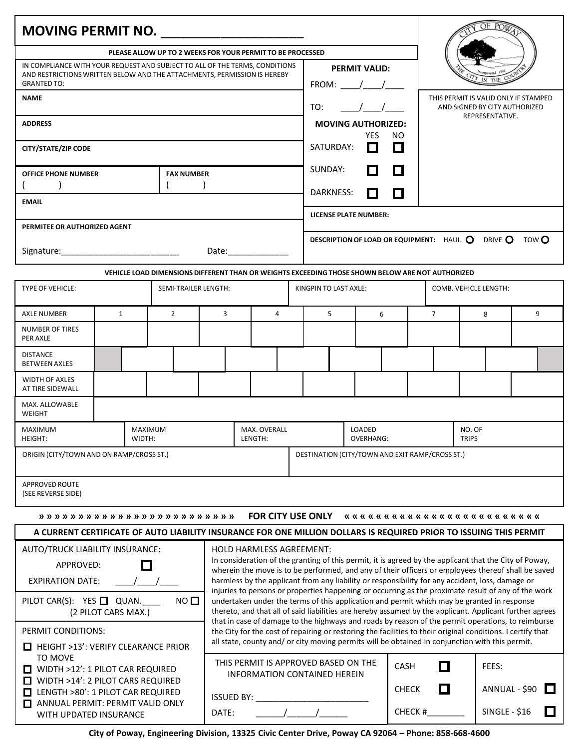# MOVING PERMIT NO. ____________________

**PLEASE ALLOW UP TO 2 WEEKS FOR YOUR PERMIT TO BE PROCESSED**

IN COMPLIANCE WITH YOUR REQUEST AND SUBJECT TO ALL OF THE TERMS, CONDITIONS AND RESTRICTIONS WRITTEN BELOW AND THE ATTACHMENTS, PERMISSION IS HEREBY GRANTED TO:

**NAME**

**ADDRESS**

**CITY/STATE/ZIP CODE**

| **OFFICE PHONE NUMBER** | **FAX NUMBER** |
|---|---|
| (        ) | (        ) |

**EMAIL**

**PERMITEE OR AUTHORIZED AGENT**

Signature:________________________ Date:____________

**PERMIT VALID:**

FROM: ____/____/____

TO: ____/____/____

**MOVING AUTHORIZED:**

| | YES | NO |
|---|---|---|
| SATURDAY: | ☐ | ☐ |
| SUNDAY: | ☐ | ☐ |
| DARKNESS: | ☐ | ☐ |

THIS PERMIT IS VALID ONLY IF STAMPED AND SIGNED BY CITY AUTHORIZED REPRESENTATIVE.

**LICENSE PLATE NUMBER:**

**DESCRIPTION OF LOAD OR EQUIPMENT:** HAUL ○ DRIVE ○ TOW ○

**VEHICLE LOAD DIMENSIONS DIFFERENT THAN OR WEIGHTS EXCEEDING THOSE SHOWN BELOW ARE NOT AUTHORIZED**

| TYPE OF VEHICLE: | SEMI-TRAILER LENGTH: | KINGPIN TO LAST AXLE: | COMB. VEHICLE LENGTH: |
|---|---|---|---|
| | | | |

| AXLE NUMBER | 1 | 2 | 3 | 4 | 5 | 6 | 7 | 8 | 9 |
|---|---|---|---|---|---|---|---|---|---|
| NUMBER OF TIRES PER AXLE | | | | | | | | | |
| DISTANCE BETWEEN AXLES | | | | | | | | | |
| WIDTH OF AXLES AT TIRE SIDEWALL | | | | | | | | | |
| MAX. ALLOWABLE WEIGHT | | | | | | | | | |

| MAXIMUM HEIGHT: | MAXIMUM WIDTH: | MAX. OVERALL LENGTH: | LOADED OVERHANG: | NO. OF TRIPS |
|---|---|---|---|---|
| | | | | |

| ORIGIN (CITY/TOWN AND ON RAMP/CROSS ST.) | DESTINATION (CITY/TOWN AND EXIT RAMP/CROSS ST.) |
|---|---|
| | |

APPROVED ROUTE
(SEE REVERSE SIDE)

» » » » » » » » » » » » » » » » » » » » » » » » » » » **FOR CITY USE ONLY** « « « « « « « « « « « « « « « « « « « « « « « « « « «

**A CURRENT CERTIFICATE OF AUTO LIABILITY INSURANCE FOR ONE MILLION DOLLARS IS REQUIRED PRIOR TO ISSUING THIS PERMIT**

AUTO/TRUCK LIABILITY INSURANCE:

APPROVED: ☐

EXPIRATION DATE: ____/____/____

PILOT CAR(S): YES ☐ QUAN.____ NO ☐
(2 PILOT CARS MAX.)

PERMIT CONDITIONS:

- ☐ HEIGHT >13': VERIFY CLEARANCE PRIOR TO MOVE
- ☐ WIDTH >12': 1 PILOT CAR REQUIRED
- ☐ WIDTH >14': 2 PILOT CARS REQUIRED
- ☐ LENGTH >80': 1 PILOT CAR REQUIRED
- ☐ ANNUAL PERMIT: PERMIT VALID ONLY WITH UPDATED INSURANCE

HOLD HARMLESS AGREEMENT:
In consideration of the granting of this permit, it is agreed by the applicant that the City of Poway, wherein the move is to be performed, and any of their officers or employees thereof shall be saved harmless by the applicant from any liability or responsibility for any accident, loss, damage or injuries to persons or properties happening or occurring as the proximate result of any of the work undertaken under the terms of this application and permit which may be granted in response thereto, and that all of said liabilities are hereby assumed by the applicant. Applicant further agrees that in case of damage to the highways and roads by reason of the permit operations, to reimburse the City for the cost of repairing or restoring the facilities to their original conditions. I certify that all state, county and/ or city moving permits will be obtained in conjunction with this permit.

THIS PERMIT IS APPROVED BASED ON THE INFORMATION CONTAINED HEREIN

ISSUED BY: ________________________

DATE: ______/______/______

| | | |
|---|---|---|
| CASH ☐ | FEES: | |
| CHECK ☐ | ANNUAL - $90 ☐ | |
| CHECK #________ | SINGLE - $16 ☐ | |

**City of Poway, Engineering Division, 13325 Civic Center Drive, Poway CA 92064 – Phone: 858-668-4600**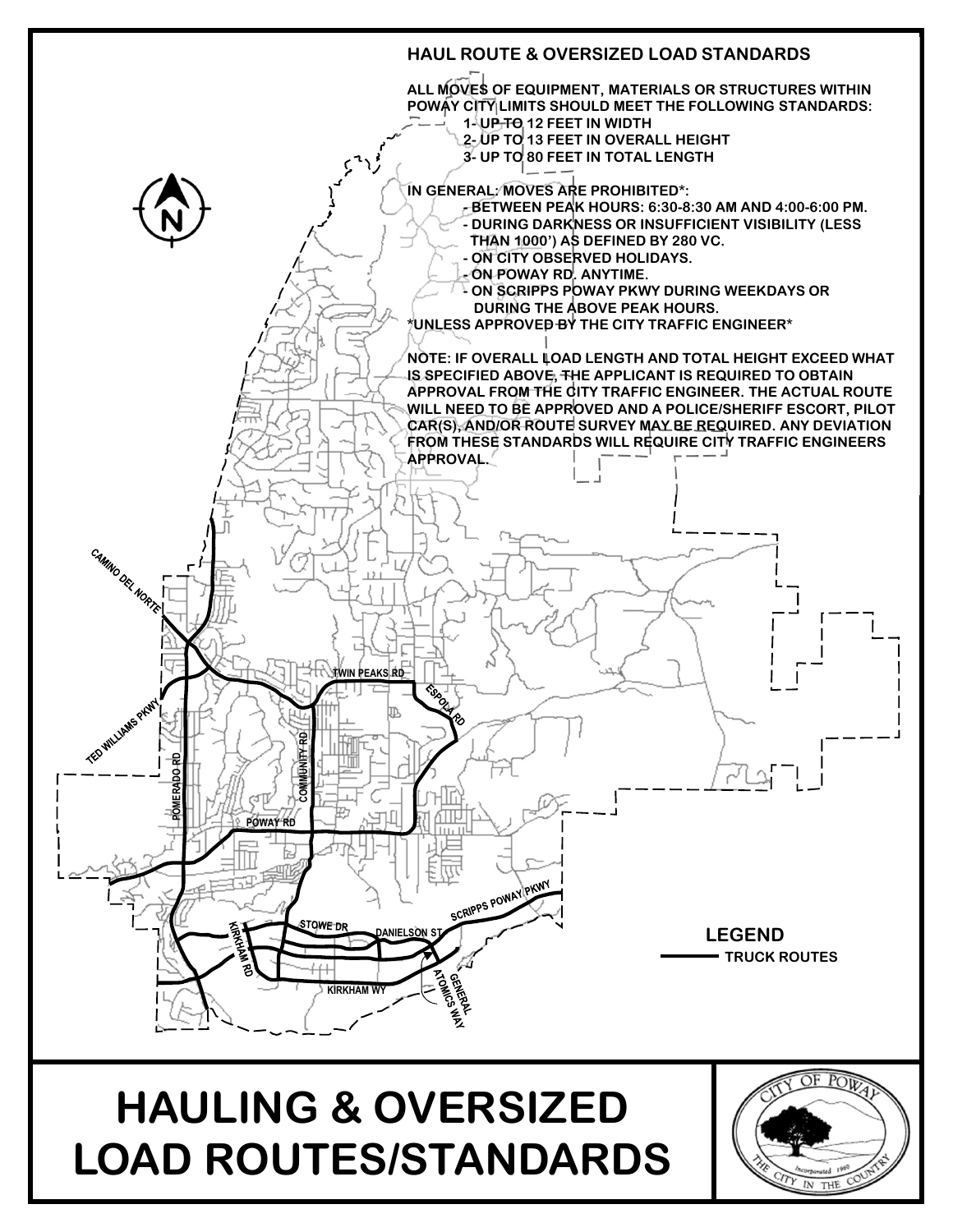## HAUL ROUTE & OVERSIZED LOAD STANDARDS

ALL MOVES OF EQUIPMENT, MATERIALS OR STRUCTURES WITHIN POWAY CITY LIMITS SHOULD MEET THE FOLLOWING STANDARDS:

1- UP TO 12 FEET IN WIDTH
2- UP TO 13 FEET IN OVERALL HEIGHT
3- UP TO 80 FEET IN TOTAL LENGTH

IN GENERAL: MOVES ARE PROHIBITED*:

- BETWEEN PEAK HOURS: 6:30-8:30 AM AND 4:00-6:00 PM.
- DURING DARKNESS OR INSUFFICIENT VISIBILITY (LESS THAN 1000') AS DEFINED BY 280 VC.
- ON CITY OBSERVED HOLIDAYS.
- ON POWAY RD. ANYTIME.
- ON SCRIPPS POWAY PKWY DURING WEEKDAYS OR DURING THE ABOVE PEAK HOURS.

*UNLESS APPROVED BY THE CITY TRAFFIC ENGINEER*

NOTE: IF OVERALL LOAD LENGTH AND TOTAL HEIGHT EXCEED WHAT IS SPECIFIED ABOVE, THE APPLICANT IS REQUIRED TO OBTAIN APPROVAL FROM THE CITY TRAFFIC ENGINEER. THE ACTUAL ROUTE WILL NEED TO BE APPROVED AND A POLICE/SHERIFF ESCORT, PILOT CAR(S), AND/OR ROUTE SURVEY MAY BE REQUIRED. ANY DEVIATION FROM THESE STANDARDS WILL REQUIRE CITY TRAFFIC ENGINEERS APPROVAL.

N

CAMINO DEL NORTE
TED WILLIAMS PKWY
POMERADO RD
TWIN PEAKS RD
ESPOLA RD
COMMUNITY RD
POWAY RD
SCRIPPS POWAY PKWY
STOWE DR
DANIELSON ST
KIRKHAM RD
KIRKHAM WY
GENERAL ATOMICS WAY

LEGEND
TRUCK ROUTES

# HAULING & OVERSIZED LOAD ROUTES/STANDARDS

CITY OF POWAY
THE CITY IN THE COUNTRY
Incorporated 1980